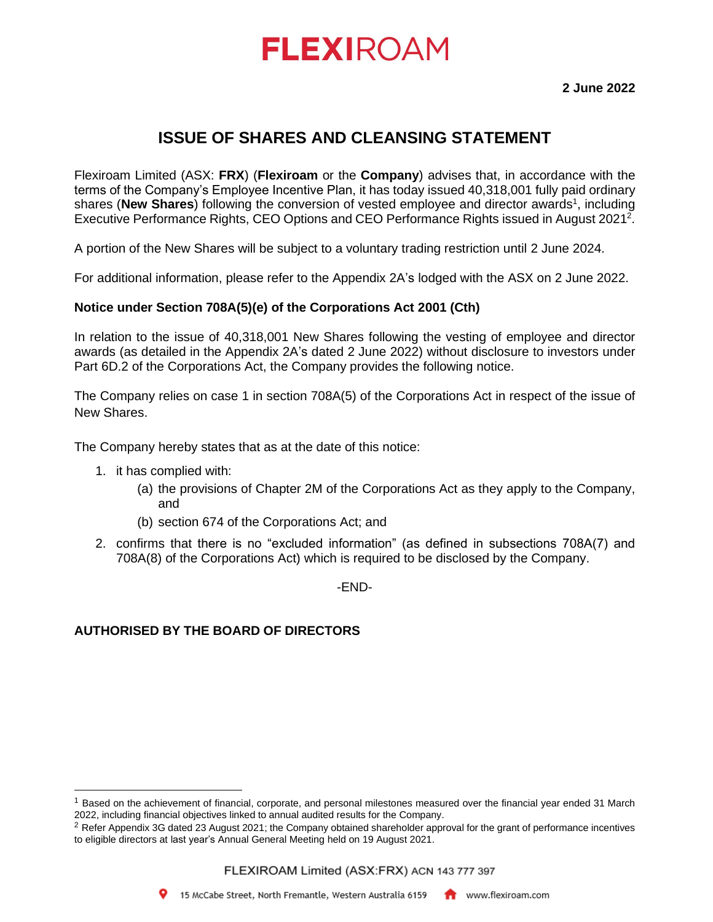FLEXIROAM

**2 June 2022**

# ISSUE OF SHARES AND CLEANSING STATEMENT

Flexiroam Limited (ASX: **FRX**) (**Flexiroam** or the **Company**) advises that, in accordance with the terms of the Company's Employee Incentive Plan, it has today issued 40,318,001 fully paid ordinary shares (**New Shares**) following the conversion of vested employee and director awards[1], including Executive Performance Rights, CEO Options and CEO Performance Rights issued in August 2021[2].

A portion of the New Shares will be subject to a voluntary trading restriction until 2 June 2024.

For additional information, please refer to the Appendix 2A's lodged with the ASX on 2 June 2022.

**Notice under Section 708A(5)(e) of the Corporations Act 2001 (Cth)**

In relation to the issue of 40,318,001 New Shares following the vesting of employee and director awards (as detailed in the Appendix 2A's dated 2 June 2022) without disclosure to investors under Part 6D.2 of the Corporations Act, the Company provides the following notice.

The Company relies on case 1 in section 708A(5) of the Corporations Act in respect of the issue of New Shares.

The Company hereby states that as at the date of this notice:

1. it has complied with:
   (a) the provisions of Chapter 2M of the Corporations Act as they apply to the Company, and
   (b) section 674 of the Corporations Act; and
2. confirms that there is no "excluded information" (as defined in subsections 708A(7) and 708A(8) of the Corporations Act) which is required to be disclosed by the Company.

-END-

**AUTHORISED BY THE BOARD OF DIRECTORS**

[1] Based on the achievement of financial, corporate, and personal milestones measured over the financial year ended 31 March 2022, including financial objectives linked to annual audited results for the Company.

[2] Refer Appendix 3G dated 23 August 2021; the Company obtained shareholder approval for the grant of performance incentives to eligible directors at last year's Annual General Meeting held on 19 August 2021.

FLEXIROAM Limited (ASX:FRX) ACN 143 777 397

15 McCabe Street, North Fremantle, Western Australia 6159 www.flexiroam.com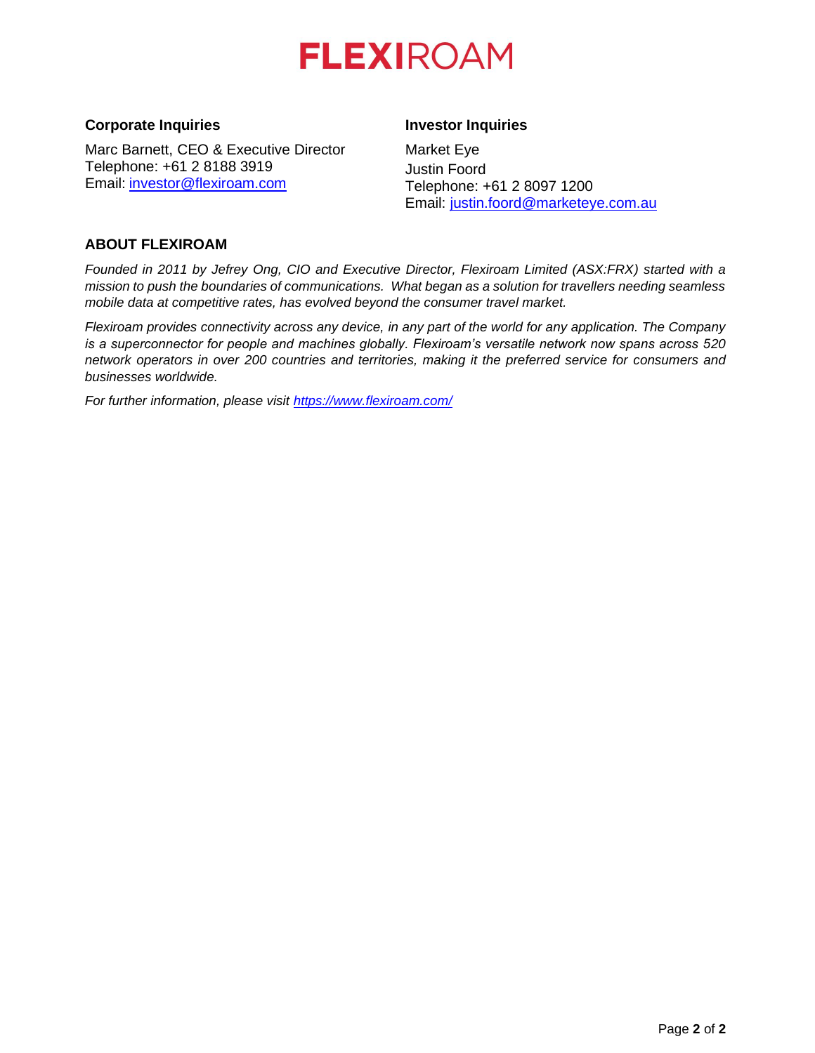FLEXIROAM

**Corporate Inquiries**

Marc Barnett, CEO & Executive Director
Telephone: +61 2 8188 3919
Email: investor@flexiroam.com

**Investor Inquiries**

Market Eye
Justin Foord
Telephone: +61 2 8097 1200
Email: justin.foord@marketeye.com.au

## ABOUT FLEXIROAM

*Founded in 2011 by Jefrey Ong, CIO and Executive Director, Flexiroam Limited (ASX:FRX) started with a mission to push the boundaries of communications. What began as a solution for travellers needing seamless mobile data at competitive rates, has evolved beyond the consumer travel market.*

*Flexiroam provides connectivity across any device, in any part of the world for any application. The Company is a superconnector for people and machines globally. Flexiroam's versatile network now spans across 520 network operators in over 200 countries and territories, making it the preferred service for consumers and businesses worldwide.*

*For further information, please visit https://www.flexiroam.com/*